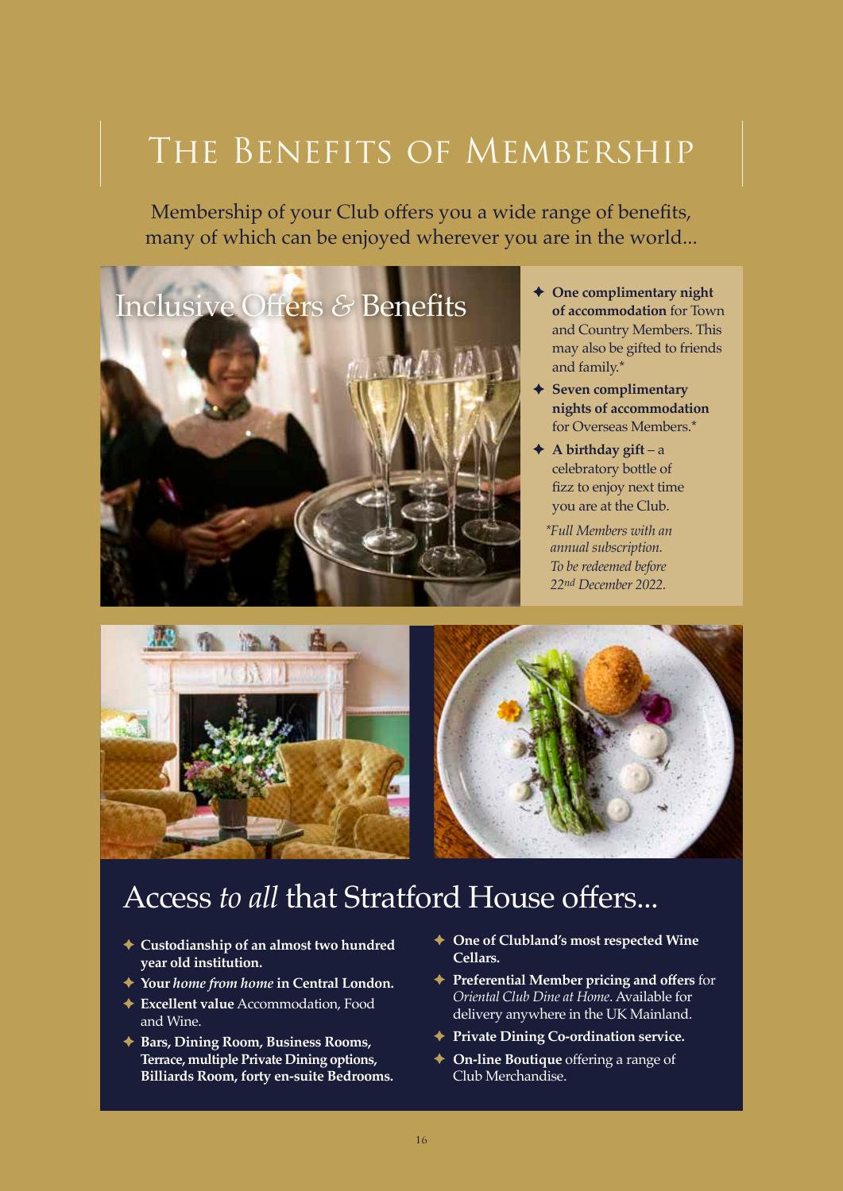# The Benefits of Membership

Membership of your Club offers you a wide range of benefits, many of which can be enjoyed wherever you are in the world...

## Inclusive Offers & Benefits

- **One complimentary night of accommodation** for Town and Country Members. This may also be gifted to friends and family.*
- **Seven complimentary nights of accommodation** for Overseas Members.*
- **A birthday gift** – a celebratory bottle of fizz to enjoy next time you are at the Club.

*\*Full Members with an annual subscription. To be redeemed before 22nd December 2022.*

## Access *to all* that Stratford House offers...

- **Custodianship of an almost two hundred year old institution.**
- **Your *home from home* in Central London.**
- **Excellent value** Accommodation, Food and Wine.
- **Bars, Dining Room, Business Rooms, Terrace, multiple Private Dining options, Billiards Room, forty en-suite Bedrooms.**
- **One of Clubland's most respected Wine Cellars.**
- **Preferential Member pricing and offers** for *Oriental Club Dine at Home*. Available for delivery anywhere in the UK Mainland.
- **Private Dining Co-ordination service.**
- **On-line Boutique** offering a range of Club Merchandise.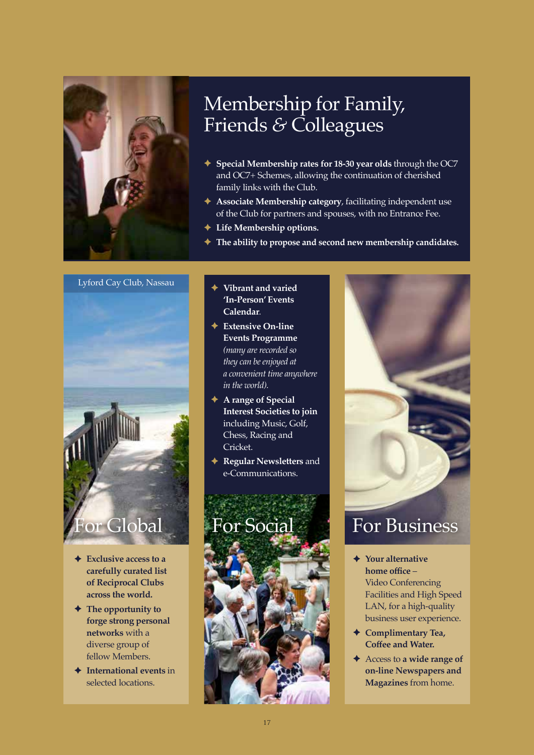# Membership for Family, Friends & Colleagues

- **Special Membership rates for 18-30 year olds** through the OC7 and OC7+ Schemes, allowing the continuation of cherished family links with the Club.
- **Associate Membership category**, facilitating independent use of the Club for partners and spouses, with no Entrance Fee.
- **Life Membership options.**
- **The ability to propose and second new membership candidates.**

Lyford Cay Club, Nassau

## For Global

- **Exclusive access to a carefully curated list of Reciprocal Clubs across the world.**
- **The opportunity to forge strong personal networks** with a diverse group of fellow Members.
- **International events** in selected locations.

## For Social

- **Vibrant and varied 'In-Person' Events Calendar**.
- **Extensive On-line Events Programme** *(many are recorded so they can be enjoyed at a convenient time anywhere in the world).*
- **A range of Special Interest Societies to join** including Music, Golf, Chess, Racing and Cricket.
- **Regular Newsletters** and e-Communications.

## For Business

- **Your alternative home office** – Video Conferencing Facilities and High Speed LAN, for a high-quality business user experience.
- **Complimentary Tea, Coffee and Water.**
- Access to **a wide range of on-line Newspapers and Magazines** from home.